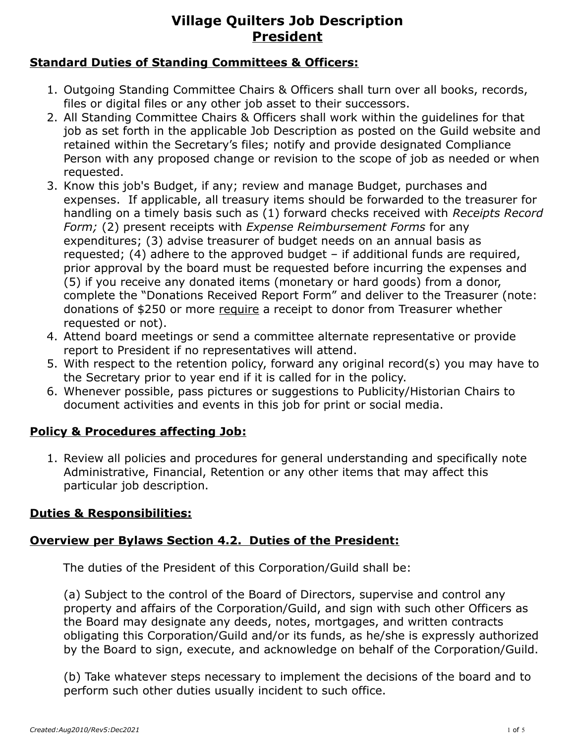# Village Quilters Job Description
## President

### Standard Duties of Standing Committees & Officers:

1. Outgoing Standing Committee Chairs & Officers shall turn over all books, records, files or digital files or any other job asset to their successors.
2. All Standing Committee Chairs & Officers shall work within the guidelines for that job as set forth in the applicable Job Description as posted on the Guild website and retained within the Secretary's files; notify and provide designated Compliance Person with any proposed change or revision to the scope of job as needed or when requested.
3. Know this job's Budget, if any; review and manage Budget, purchases and expenses. If applicable, all treasury items should be forwarded to the treasurer for handling on a timely basis such as (1) forward checks received with *Receipts Record Form;* (2) present receipts with *Expense Reimbursement Forms* for any expenditures; (3) advise treasurer of budget needs on an annual basis as requested; (4) adhere to the approved budget – if additional funds are required, prior approval by the board must be requested before incurring the expenses and (5) if you receive any donated items (monetary or hard goods) from a donor, complete the "Donations Received Report Form" and deliver to the Treasurer (note: donations of $250 or more <u>require</u> a receipt to donor from Treasurer whether requested or not).
4. Attend board meetings or send a committee alternate representative or provide report to President if no representatives will attend.
5. With respect to the retention policy, forward any original record(s) you may have to the Secretary prior to year end if it is called for in the policy.
6. Whenever possible, pass pictures or suggestions to Publicity/Historian Chairs to document activities and events in this job for print or social media.

### Policy & Procedures affecting Job:

1. Review all policies and procedures for general understanding and specifically note Administrative, Financial, Retention or any other items that may affect this particular job description.

### Duties & Responsibilities:

### Overview per Bylaws Section 4.2. Duties of the President:

The duties of the President of this Corporation/Guild shall be:

(a) Subject to the control of the Board of Directors, supervise and control any property and affairs of the Corporation/Guild, and sign with such other Officers as the Board may designate any deeds, notes, mortgages, and written contracts obligating this Corporation/Guild and/or its funds, as he/she is expressly authorized by the Board to sign, execute, and acknowledge on behalf of the Corporation/Guild.

(b) Take whatever steps necessary to implement the decisions of the board and to perform such other duties usually incident to such office.

*Created:Aug2010/Rev5:Dec2021*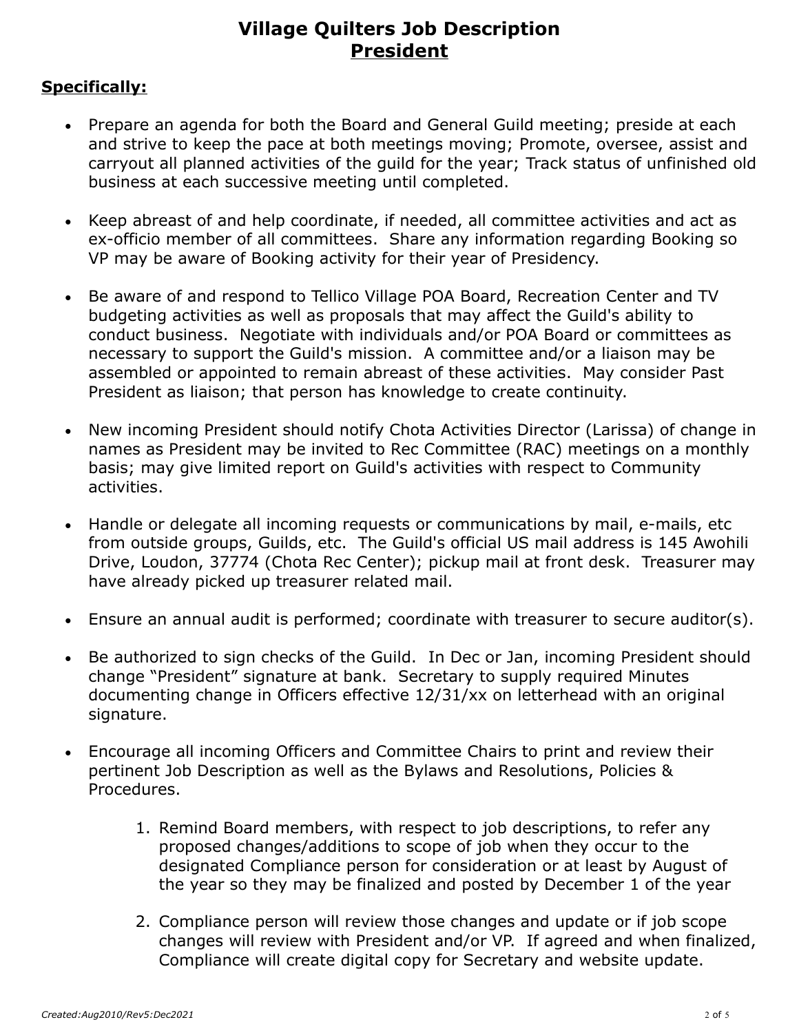# Village Quilters Job Description
## President

**Specifically:**

- Prepare an agenda for both the Board and General Guild meeting; preside at each and strive to keep the pace at both meetings moving; Promote, oversee, assist and carryout all planned activities of the guild for the year; Track status of unfinished old business at each successive meeting until completed.

- Keep abreast of and help coordinate, if needed, all committee activities and act as ex-officio member of all committees. Share any information regarding Booking so VP may be aware of Booking activity for their year of Presidency.

- Be aware of and respond to Tellico Village POA Board, Recreation Center and TV budgeting activities as well as proposals that may affect the Guild's ability to conduct business. Negotiate with individuals and/or POA Board or committees as necessary to support the Guild's mission. A committee and/or a liaison may be assembled or appointed to remain abreast of these activities. May consider Past President as liaison; that person has knowledge to create continuity.

- New incoming President should notify Chota Activities Director (Larissa) of change in names as President may be invited to Rec Committee (RAC) meetings on a monthly basis; may give limited report on Guild's activities with respect to Community activities.

- Handle or delegate all incoming requests or communications by mail, e-mails, etc from outside groups, Guilds, etc. The Guild's official US mail address is 145 Awohili Drive, Loudon, 37774 (Chota Rec Center); pickup mail at front desk. Treasurer may have already picked up treasurer related mail.

- Ensure an annual audit is performed; coordinate with treasurer to secure auditor(s).

- Be authorized to sign checks of the Guild. In Dec or Jan, incoming President should change "President" signature at bank. Secretary to supply required Minutes documenting change in Officers effective 12/31/xx on letterhead with an original signature.

- Encourage all incoming Officers and Committee Chairs to print and review their pertinent Job Description as well as the Bylaws and Resolutions, Policies & Procedures.

    1. Remind Board members, with respect to job descriptions, to refer any proposed changes/additions to scope of job when they occur to the designated Compliance person for consideration or at least by August of the year so they may be finalized and posted by December 1 of the year

    2. Compliance person will review those changes and update or if job scope changes will review with President and/or VP. If agreed and when finalized, Compliance will create digital copy for Secretary and website update.

*Created:Aug2010/Rev5:Dec2021*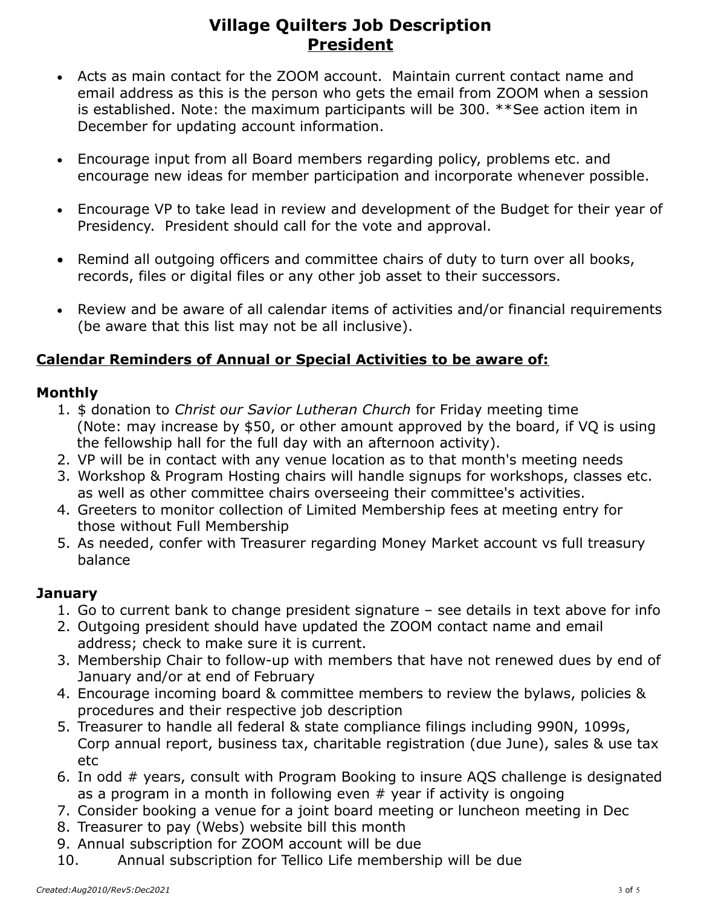# Village Quilters Job Description
## President

- Acts as main contact for the ZOOM account. Maintain current contact name and email address as this is the person who gets the email from ZOOM when a session is established. Note: the maximum participants will be 300. **See action item in December for updating account information.
- Encourage input from all Board members regarding policy, problems etc. and encourage new ideas for member participation and incorporate whenever possible.
- Encourage VP to take lead in review and development of the Budget for their year of Presidency. President should call for the vote and approval.
- Remind all outgoing officers and committee chairs of duty to turn over all books, records, files or digital files or any other job asset to their successors.
- Review and be aware of all calendar items of activities and/or financial requirements (be aware that this list may not be all inclusive).

**Calendar Reminders of Annual or Special Activities to be aware of:**

### Monthly

1. $ donation to *Christ our Savior Lutheran Church* for Friday meeting time (Note: may increase by $50, or other amount approved by the board, if VQ is using the fellowship hall for the full day with an afternoon activity).
2. VP will be in contact with any venue location as to that month's meeting needs
3. Workshop & Program Hosting chairs will handle signups for workshops, classes etc. as well as other committee chairs overseeing their committee's activities.
4. Greeters to monitor collection of Limited Membership fees at meeting entry for those without Full Membership
5. As needed, confer with Treasurer regarding Money Market account vs full treasury balance

### January

1. Go to current bank to change president signature – see details in text above for info
2. Outgoing president should have updated the ZOOM contact name and email address; check to make sure it is current.
3. Membership Chair to follow-up with members that have not renewed dues by end of January and/or at end of February
4. Encourage incoming board & committee members to review the bylaws, policies & procedures and their respective job description
5. Treasurer to handle all federal & state compliance filings including 990N, 1099s, Corp annual report, business tax, charitable registration (due June), sales & use tax etc
6. In odd # years, consult with Program Booking to insure AQS challenge is designated as a program in a month in following even # year if activity is ongoing
7. Consider booking a venue for a joint board meeting or luncheon meeting in Dec
8. Treasurer to pay (Webs) website bill this month
9. Annual subscription for ZOOM account will be due
10. Annual subscription for Tellico Life membership will be due

*Created:Aug2010/Rev5:Dec2021*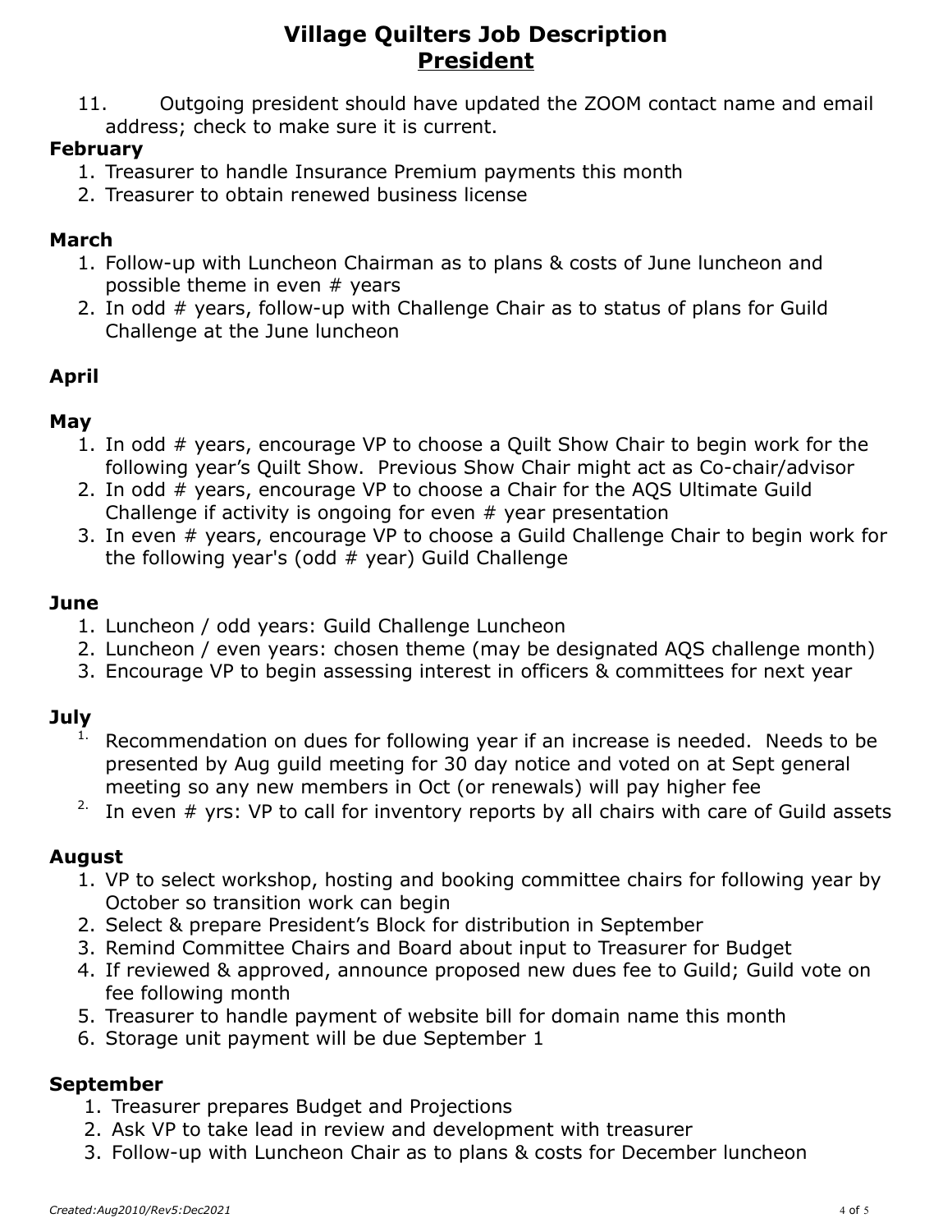# Village Quilters Job Description
## President

11. Outgoing president should have updated the ZOOM contact name and email address; check to make sure it is current.

**February**

1. Treasurer to handle Insurance Premium payments this month
2. Treasurer to obtain renewed business license

**March**

1. Follow-up with Luncheon Chairman as to plans & costs of June luncheon and possible theme in even # years
2. In odd # years, follow-up with Challenge Chair as to status of plans for Guild Challenge at the June luncheon

**April**

**May**

1. In odd # years, encourage VP to choose a Quilt Show Chair to begin work for the following year's Quilt Show. Previous Show Chair might act as Co-chair/advisor
2. In odd # years, encourage VP to choose a Chair for the AQS Ultimate Guild Challenge if activity is ongoing for even # year presentation
3. In even # years, encourage VP to choose a Guild Challenge Chair to begin work for the following year's (odd # year) Guild Challenge

**June**

1. Luncheon / odd years: Guild Challenge Luncheon
2. Luncheon / even years: chosen theme (may be designated AQS challenge month)
3. Encourage VP to begin assessing interest in officers & committees for next year

**July**

1. Recommendation on dues for following year if an increase is needed. Needs to be presented by Aug guild meeting for 30 day notice and voted on at Sept general meeting so any new members in Oct (or renewals) will pay higher fee
2. In even # yrs: VP to call for inventory reports by all chairs with care of Guild assets

**August**

1. VP to select workshop, hosting and booking committee chairs for following year by October so transition work can begin
2. Select & prepare President's Block for distribution in September
3. Remind Committee Chairs and Board about input to Treasurer for Budget
4. If reviewed & approved, announce proposed new dues fee to Guild; Guild vote on fee following month
5. Treasurer to handle payment of website bill for domain name this month
6. Storage unit payment will be due September 1

**September**

1. Treasurer prepares Budget and Projections
2. Ask VP to take lead in review and development with treasurer
3. Follow-up with Luncheon Chair as to plans & costs for December luncheon

*Created:Aug2010/Rev5:Dec2021*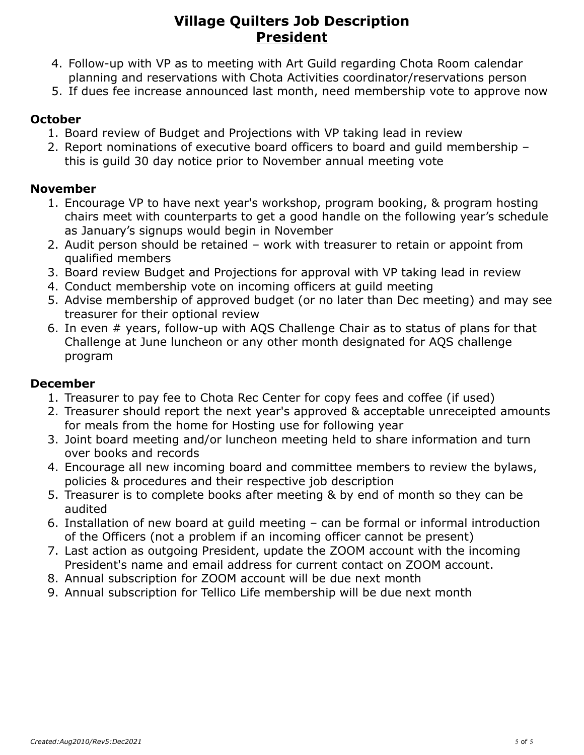4. Follow-up with VP as to meeting with Art Guild regarding Chota Room calendar planning and reservations with Chota Activities coordinator/reservations person
5. If dues fee increase announced last month, need membership vote to approve now

**October**

1. Board review of Budget and Projections with VP taking lead in review
2. Report nominations of executive board officers to board and guild membership – this is guild 30 day notice prior to November annual meeting vote

**November**

1. Encourage VP to have next year's workshop, program booking, & program hosting chairs meet with counterparts to get a good handle on the following year's schedule as January's signups would begin in November
2. Audit person should be retained – work with treasurer to retain or appoint from qualified members
3. Board review Budget and Projections for approval with VP taking lead in review
4. Conduct membership vote on incoming officers at guild meeting
5. Advise membership of approved budget (or no later than Dec meeting) and may see treasurer for their optional review
6. In even # years, follow-up with AQS Challenge Chair as to status of plans for that Challenge at June luncheon or any other month designated for AQS challenge program

**December**

1. Treasurer to pay fee to Chota Rec Center for copy fees and coffee (if used)
2. Treasurer should report the next year's approved & acceptable unreceipted amounts for meals from the home for Hosting use for following year
3. Joint board meeting and/or luncheon meeting held to share information and turn over books and records
4. Encourage all new incoming board and committee members to review the bylaws, policies & procedures and their respective job description
5. Treasurer is to complete books after meeting & by end of month so they can be audited
6. Installation of new board at guild meeting – can be formal or informal introduction of the Officers (not a problem if an incoming officer cannot be present)
7. Last action as outgoing President, update the ZOOM account with the incoming President's name and email address for current contact on ZOOM account.
8. Annual subscription for ZOOM account will be due next month
9. Annual subscription for Tellico Life membership will be due next month